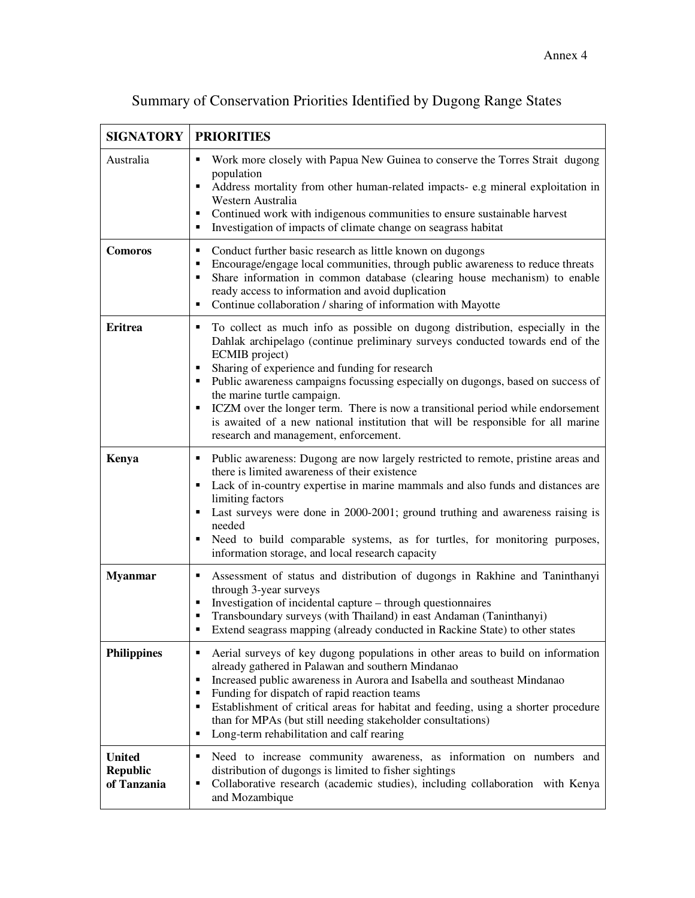Annex 4

# Summary of Conservation Priorities Identified by Dugong Range States

| **SIGNATORY** | **PRIORITIES** |
|---|---|
| Australia | ▪ Work more closely with Papua New Guinea to conserve the Torres Strait dugong population<br>▪ Address mortality from other human-related impacts- e.g mineral exploitation in Western Australia<br>▪ Continued work with indigenous communities to ensure sustainable harvest<br>▪ Investigation of impacts of climate change on seagrass habitat |
| **Comoros** | ▪ Conduct further basic research as little known on dugongs<br>▪ Encourage/engage local communities, through public awareness to reduce threats<br>▪ Share information in common database (clearing house mechanism) to enable ready access to information and avoid duplication<br>▪ Continue collaboration / sharing of information with Mayotte |
| **Eritrea** | ▪ To collect as much info as possible on dugong distribution, especially in the Dahlak archipelago (continue preliminary surveys conducted towards end of the ECMIB project)<br>▪ Sharing of experience and funding for research<br>▪ Public awareness campaigns focussing especially on dugongs, based on success of the marine turtle campaign.<br>▪ ICZM over the longer term. There is now a transitional period while endorsement is awaited of a new national institution that will be responsible for all marine research and management, enforcement. |
| **Kenya** | ▪ Public awareness: Dugong are now largely restricted to remote, pristine areas and there is limited awareness of their existence<br>▪ Lack of in-country expertise in marine mammals and also funds and distances are limiting factors<br>▪ Last surveys were done in 2000-2001; ground truthing and awareness raising is needed<br>▪ Need to build comparable systems, as for turtles, for monitoring purposes, information storage, and local research capacity |
| **Myanmar** | ▪ Assessment of status and distribution of dugongs in Rakhine and Taninthanyi through 3-year surveys<br>▪ Investigation of incidental capture – through questionnaires<br>▪ Transboundary surveys (with Thailand) in east Andaman (Taninthanyi)<br>▪ Extend seagrass mapping (already conducted in Rackine State) to other states |
| **Philippines** | ▪ Aerial surveys of key dugong populations in other areas to build on information already gathered in Palawan and southern Mindanao<br>▪ Increased public awareness in Aurora and Isabella and southeast Mindanao<br>▪ Funding for dispatch of rapid reaction teams<br>▪ Establishment of critical areas for habitat and feeding, using a shorter procedure than for MPAs (but still needing stakeholder consultations)<br>▪ Long-term rehabilitation and calf rearing |
| **United Republic of Tanzania** | ▪ Need to increase community awareness, as information on numbers and distribution of dugongs is limited to fisher sightings<br>▪ Collaborative research (academic studies), including collaboration with Kenya and Mozambique |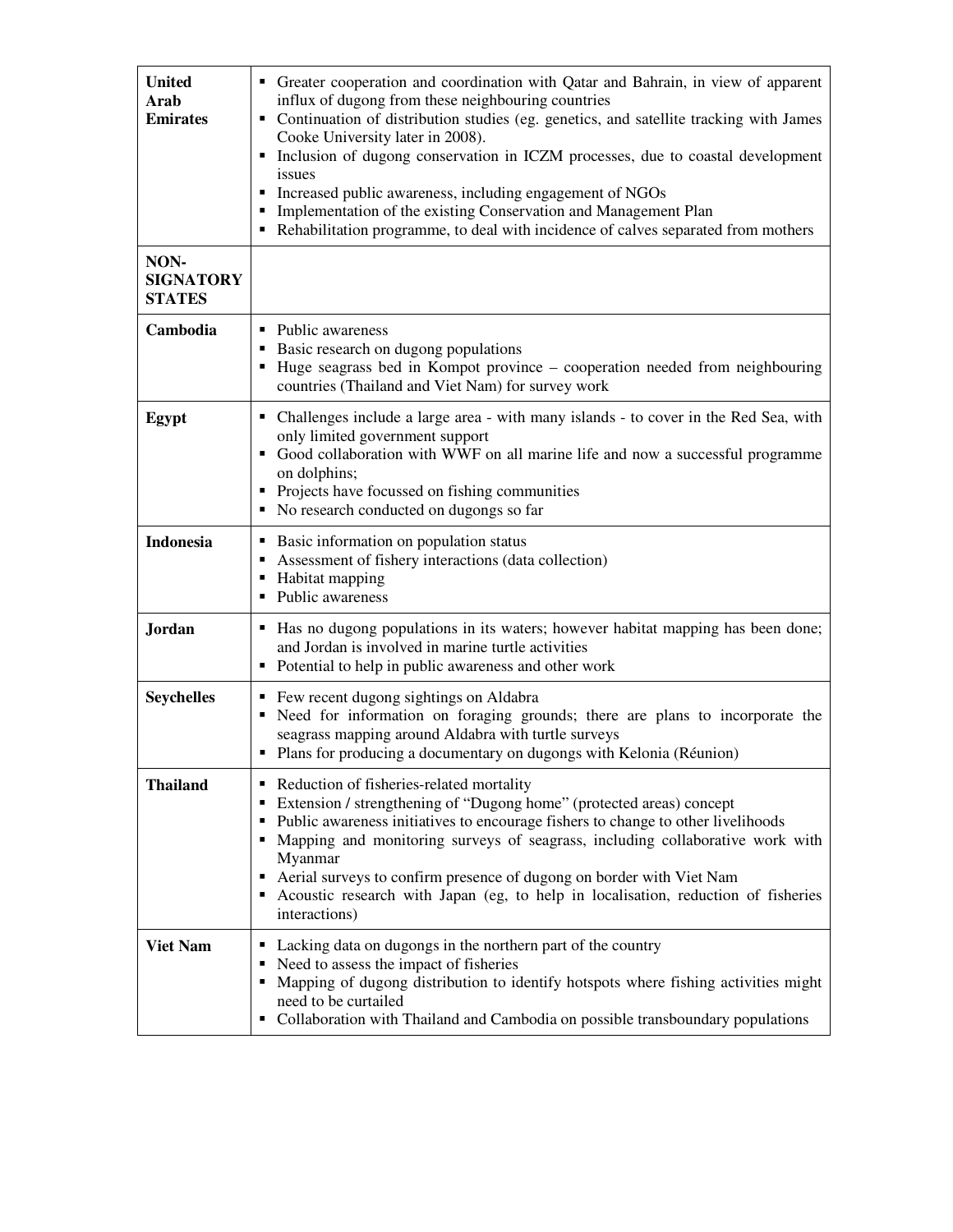| | |
|---|---|
| **United Arab Emirates** | ▪ Greater cooperation and coordination with Qatar and Bahrain, in view of apparent influx of dugong from these neighbouring countries<br>▪ Continuation of distribution studies (eg. genetics, and satellite tracking with James Cooke University later in 2008).<br>▪ Inclusion of dugong conservation in ICZM processes, due to coastal development issues<br>▪ Increased public awareness, including engagement of NGOs<br>▪ Implementation of the existing Conservation and Management Plan<br>▪ Rehabilitation programme, to deal with incidence of calves separated from mothers |
| **NON-SIGNATORY STATES** | |
| **Cambodia** | ▪ Public awareness<br>▪ Basic research on dugong populations<br>▪ Huge seagrass bed in Kompot province – cooperation needed from neighbouring countries (Thailand and Viet Nam) for survey work |
| **Egypt** | ▪ Challenges include a large area - with many islands - to cover in the Red Sea, with only limited government support<br>▪ Good collaboration with WWF on all marine life and now a successful programme on dolphins;<br>▪ Projects have focussed on fishing communities<br>▪ No research conducted on dugongs so far |
| **Indonesia** | ▪ Basic information on population status<br>▪ Assessment of fishery interactions (data collection)<br>▪ Habitat mapping<br>▪ Public awareness |
| **Jordan** | ▪ Has no dugong populations in its waters; however habitat mapping has been done; and Jordan is involved in marine turtle activities<br>▪ Potential to help in public awareness and other work |
| **Seychelles** | ▪ Few recent dugong sightings on Aldabra<br>▪ Need for information on foraging grounds; there are plans to incorporate the seagrass mapping around Aldabra with turtle surveys<br>▪ Plans for producing a documentary on dugongs with Kelonia (Réunion) |
| **Thailand** | ▪ Reduction of fisheries-related mortality<br>▪ Extension / strengthening of "Dugong home" (protected areas) concept<br>▪ Public awareness initiatives to encourage fishers to change to other livelihoods<br>▪ Mapping and monitoring surveys of seagrass, including collaborative work with Myanmar<br>▪ Aerial surveys to confirm presence of dugong on border with Viet Nam<br>▪ Acoustic research with Japan (eg, to help in localisation, reduction of fisheries interactions) |
| **Viet Nam** | ▪ Lacking data on dugongs in the northern part of the country<br>▪ Need to assess the impact of fisheries<br>▪ Mapping of dugong distribution to identify hotspots where fishing activities might need to be curtailed<br>▪ Collaboration with Thailand and Cambodia on possible transboundary populations |